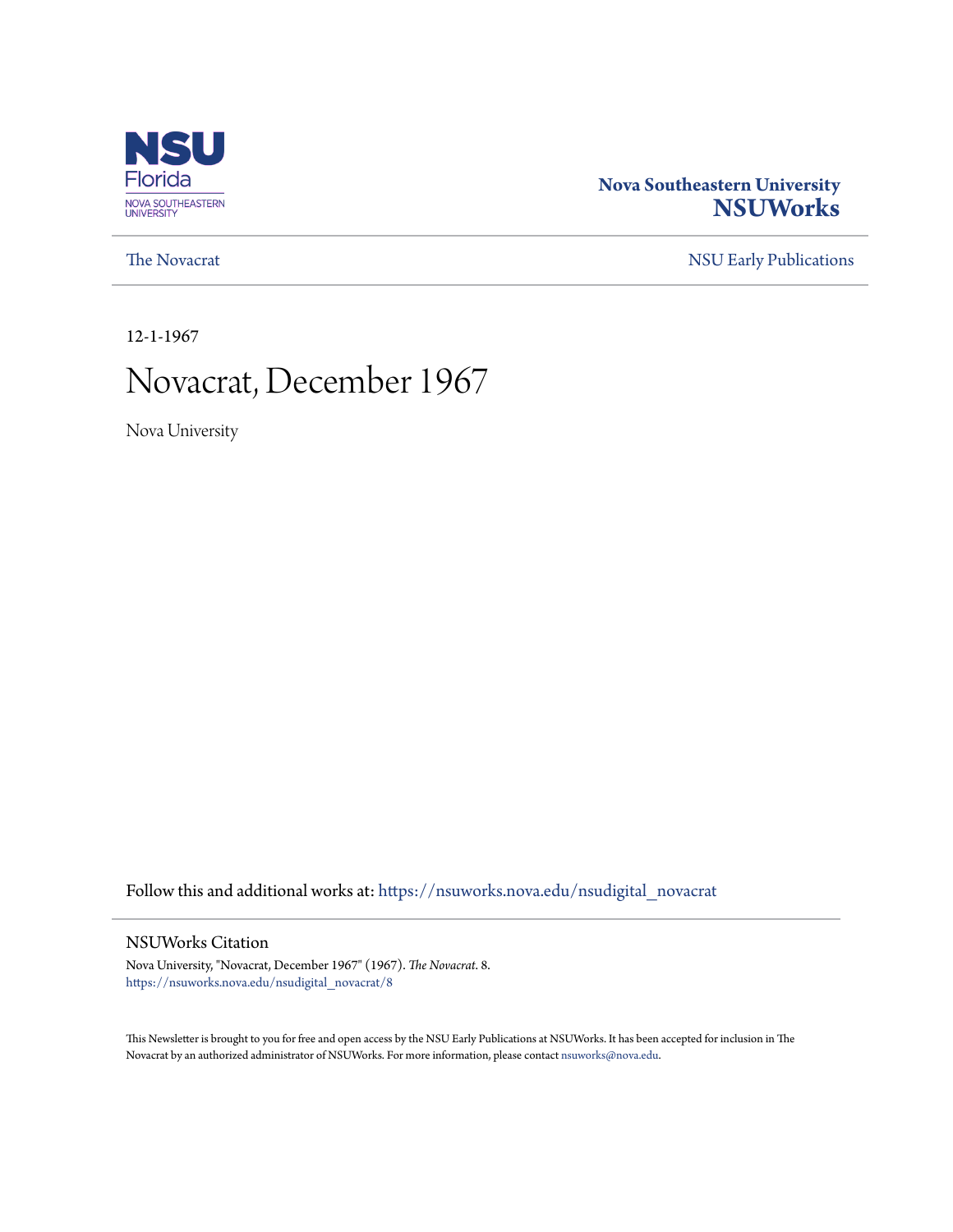NSU Florida
NOVA SOUTHEASTERN UNIVERSITY

**Nova Southeastern University**
**NSUWorks**

The Novacrat | NSU Early Publications

12-1-1967

# Novacrat, December 1967

Nova University

Follow this and additional works at: https://nsuworks.nova.edu/nsudigital_novacrat

## NSUWorks Citation

Nova University, "Novacrat, December 1967" (1967). *The Novacrat*. 8.
https://nsuworks.nova.edu/nsudigital_novacrat/8

This Newsletter is brought to you for free and open access by the NSU Early Publications at NSUWorks. It has been accepted for inclusion in The Novacrat by an authorized administrator of NSUWorks. For more information, please contact nsuworks@nova.edu.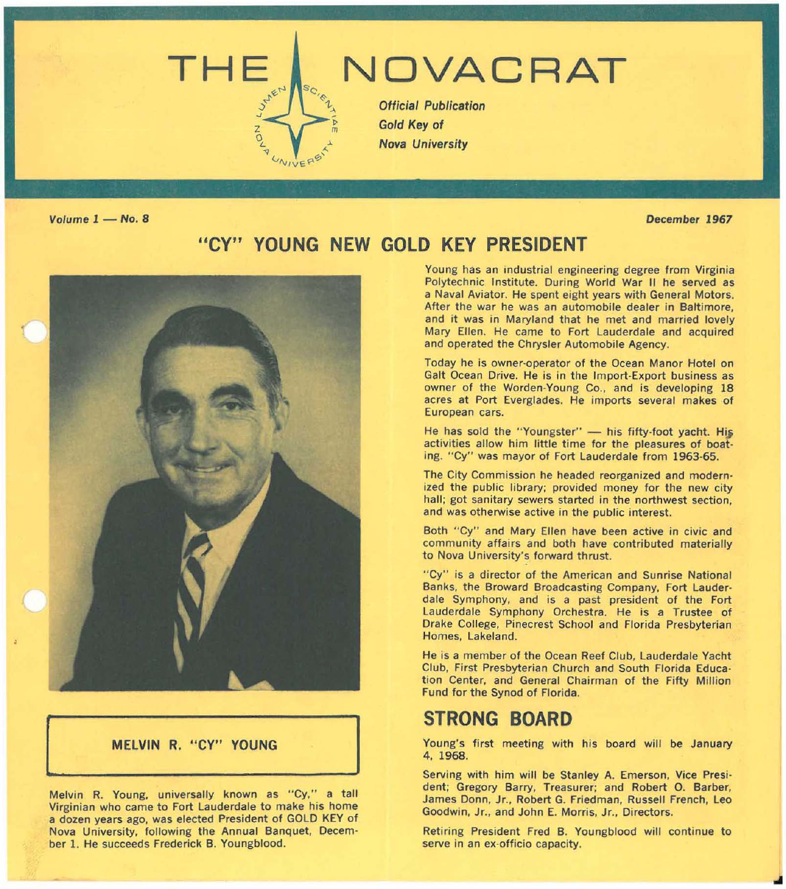# THE NOVACRAT

*Official Publication*
*Gold Key of*
*Nova University*

***Volume 1 — No. 8*** ***December 1967***

## "CY" YOUNG NEW GOLD KEY PRESIDENT

**MELVIN R. "CY" YOUNG**

Melvin R. Young, universally known as "Cy," a tall Virginian who came to Fort Lauderdale to make his home a dozen years ago, was elected President of GOLD KEY of Nova University, following the Annual Banquet, December 1. He succeeds Frederick B. Youngblood.

Young has an industrial engineering degree from Virginia Polytechnic Institute. During World War II he served as a Naval Aviator. He spent eight years with General Motors. After the war he was an automobile dealer in Baltimore, and it was in Maryland that he met and married lovely Mary Ellen. He came to Fort Lauderdale and acquired and operated the Chrysler Automobile Agency.

Today he is owner-operator of the Ocean Manor Hotel on Galt Ocean Drive. He is in the Import-Export business as owner of the Worden-Young Co., and is developing 18 acres at Port Everglades. He imports several makes of European cars.

He has sold the "Youngster" — his fifty-foot yacht. His activities allow him little time for the pleasures of boating. "Cy" was mayor of Fort Lauderdale from 1963-65.

The City Commission he headed reorganized and modernized the public library; provided money for the new city hall; got sanitary sewers started in the northwest section, and was otherwise active in the public interest.

Both "Cy" and Mary Ellen have been active in civic and community affairs and both have contributed materially to Nova University's forward thrust.

"Cy" is a director of the American and Sunrise National Banks, the Broward Broadcasting Company, Fort Lauderdale Symphony, and is a past president of the Fort Lauderdale Symphony Orchestra. He is a Trustee of Drake College, Pinecrest School and Florida Presbyterian Homes, Lakeland.

He is a member of the Ocean Reef Club, Lauderdale Yacht Club, First Presbyterian Church and South Florida Education Center, and General Chairman of the Fifty Million Fund for the Synod of Florida.

## STRONG BOARD

Young's first meeting with his board will be January 4, 1968.

Serving with him will be Stanley A. Emerson, Vice President; Gregory Barry, Treasurer; and Robert O. Barber, James Donn, Jr., Robert G. Friedman, Russell French, Leo Goodwin, Jr., and John E. Morris, Jr., Directors.

Retiring President Fred B. Youngblood will continue to serve in an ex-officio capacity.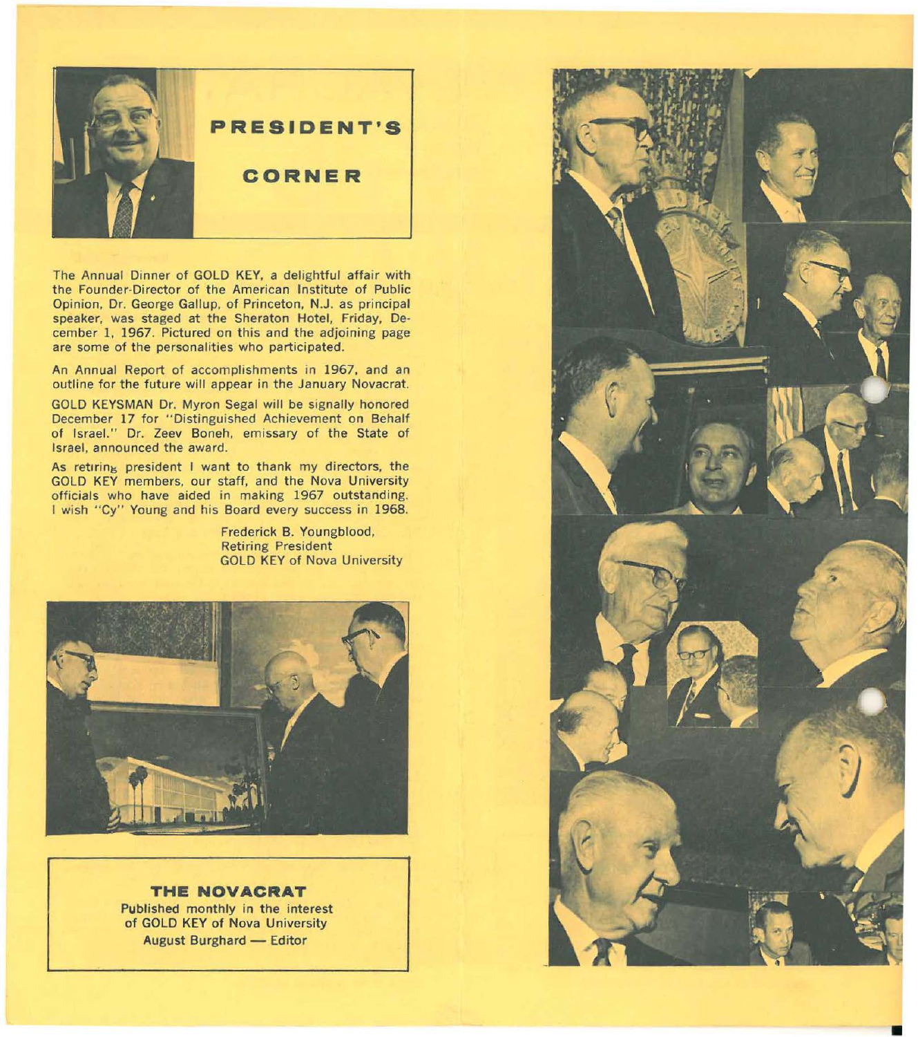# PRESIDENT'S CORNER

The Annual Dinner of GOLD KEY, a delightful affair with the Founder-Director of the American Institute of Public Opinion, Dr. George Gallup, of Princeton, N.J. as principal speaker, was staged at the Sheraton Hotel, Friday, December 1, 1967. Pictured on this and the adjoining page are some of the personalities who participated.

An Annual Report of accomplishments in 1967, and an outline for the future will appear in the January Novacrat.

GOLD KEYSMAN Dr. Myron Segal will be signally honored December 17 for "Distinguished Achievement on Behalf of Israel." Dr. Zeev Boneh, emissary of the State of Israel, announced the award.

As retiring president I want to thank my directors, the GOLD KEY members, our staff, and the Nova University officials who have aided in making 1967 outstanding. I wish "Cy" Young and his Board every success in 1968.

Frederick B. Youngblood,
Retiring President
GOLD KEY of Nova University

**THE NOVACRAT**
Published monthly in the interest of GOLD KEY of Nova University
August Burghard — Editor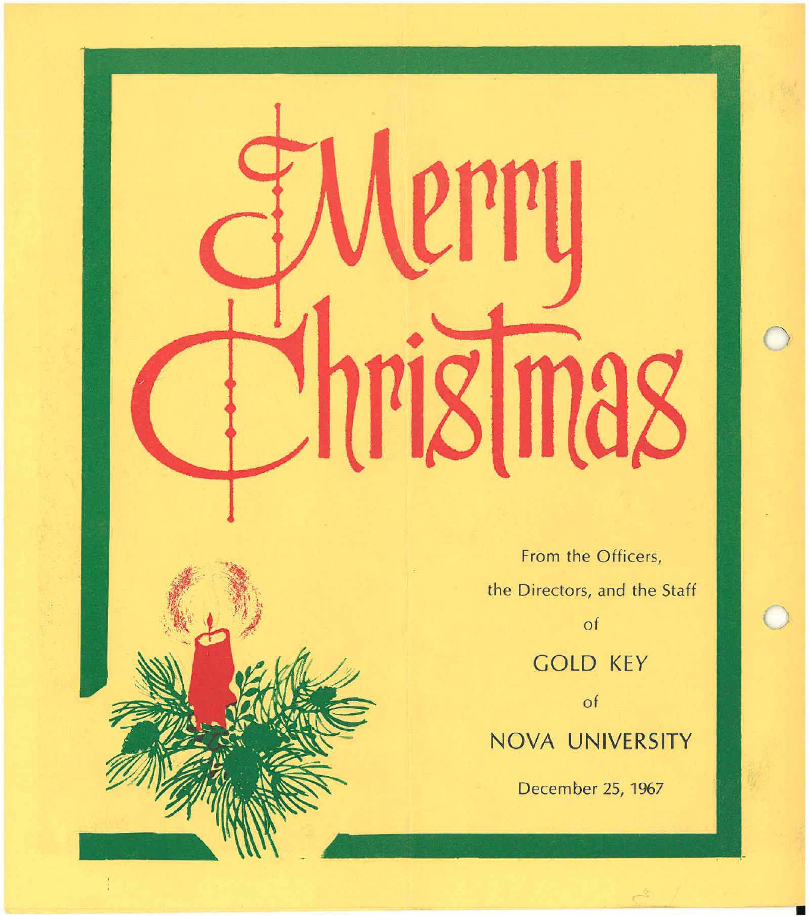# Merry Christmas

From the Officers,

the Directors, and the Staff

of

GOLD KEY

of

NOVA UNIVERSITY

December 25, 1967